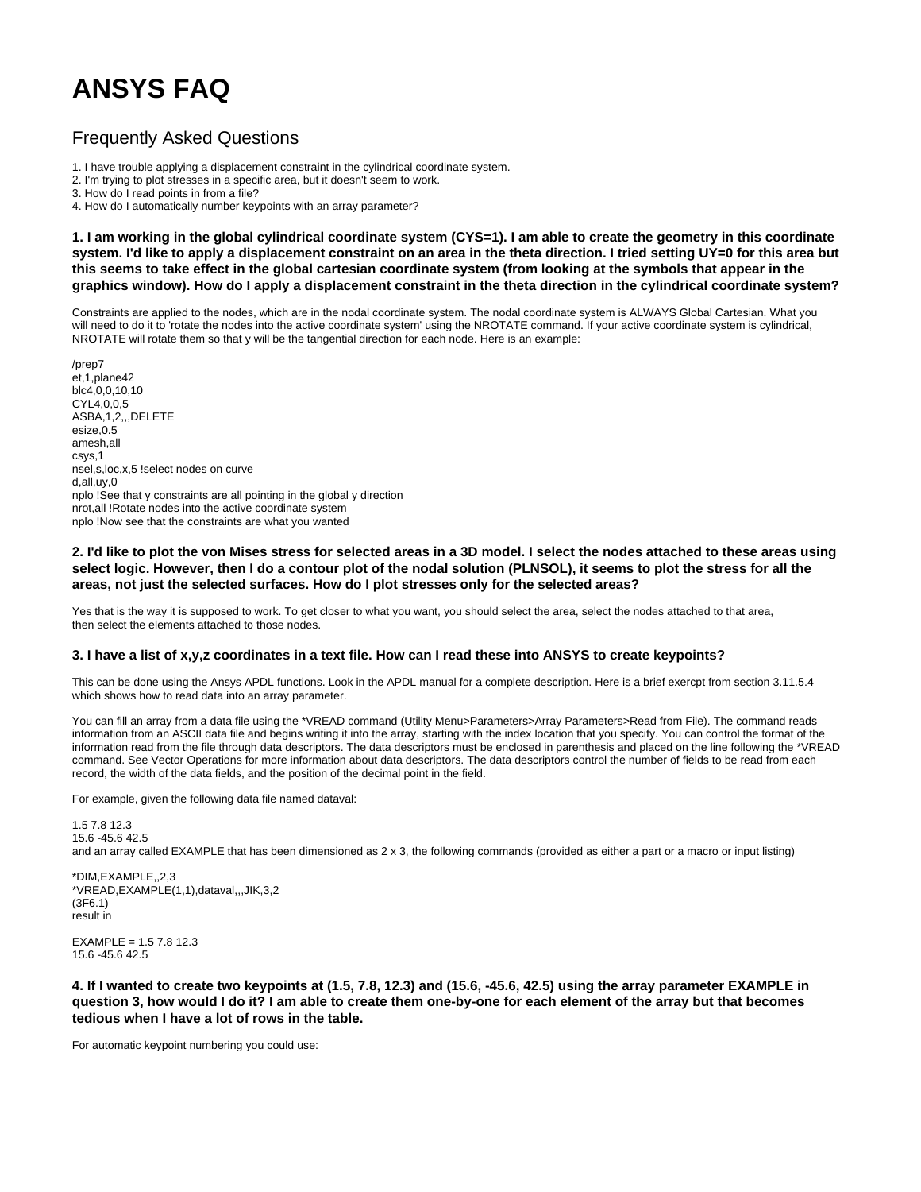# ANSYS FAQ

## Frequently Asked Questions

1. I have trouble applying a displacement constraint in the cylindrical coordinate system.
2. I'm trying to plot stresses in a specific area, but it doesn't seem to work.
3. How do I read points in from a file?
4. How do I automatically number keypoints with an array parameter?

### 1. I am working in the global cylindrical coordinate system (CYS=1). I am able to create the geometry in this coordinate system. I'd like to apply a displacement constraint on an area in the theta direction. I tried setting UY=0 for this area but this seems to take effect in the global cartesian coordinate system (from looking at the symbols that appear in the graphics window). How do I apply a displacement constraint in the theta direction in the cylindrical coordinate system?

Constraints are applied to the nodes, which are in the nodal coordinate system. The nodal coordinate system is ALWAYS Global Cartesian. What you will need to do it to 'rotate the nodes into the active coordinate system' using the NROTATE command. If your active coordinate system is cylindrical, NROTATE will rotate them so that y will be the tangential direction for each node. Here is an example:

```
/prep7
et,1,plane42
blc4,0,0,10,10
CYL4,0,0,5
ASBA,1,2,,,DELETE
esize,0.5
amesh,all
csys,1
nsel,s,loc,x,5 !select nodes on curve
d,all,uy,0
nplo !See that y constraints are all pointing in the global y direction
nrot,all !Rotate nodes into the active coordinate system
nplo !Now see that the constraints are what you wanted
```

### 2. I'd like to plot the von Mises stress for selected areas in a 3D model. I select the nodes attached to these areas using select logic. However, then I do a contour plot of the nodal solution (PLNSOL), it seems to plot the stress for all the areas, not just the selected surfaces. How do I plot stresses only for the selected areas?

Yes that is the way it is supposed to work. To get closer to what you want, you should select the area, select the nodes attached to that area, then select the elements attached to those nodes.

### 3. I have a list of x,y,z coordinates in a text file. How can I read these into ANSYS to create keypoints?

This can be done using the Ansys APDL functions. Look in the APDL manual for a complete description. Here is a brief exercpt from section 3.11.5.4 which shows how to read data into an array parameter.

You can fill an array from a data file using the *VREAD command (Utility Menu>Parameters>Array Parameters>Read from File). The command reads information from an ASCII data file and begins writing it into the array, starting with the index location that you specify. You can control the format of the information read from the file through data descriptors. The data descriptors must be enclosed in parenthesis and placed on the line following the *VREAD command. See Vector Operations for more information about data descriptors. The data descriptors control the number of fields to be read from each record, the width of the data fields, and the position of the decimal point in the field.

For example, given the following data file named dataval:

```
1.5 7.8 12.3
15.6 -45.6 42.5
```

and an array called EXAMPLE that has been dimensioned as 2 x 3, the following commands (provided as either a part or a macro or input listing)

```
*DIM,EXAMPLE,,2,3
*VREAD,EXAMPLE(1,1),dataval,,,JIK,3,2
(3F6.1)
```

result in

```
EXAMPLE = 1.5 7.8 12.3
15.6 -45.6 42.5
```

### 4. If I wanted to create two keypoints at (1.5, 7.8, 12.3) and (15.6, -45.6, 42.5) using the array parameter EXAMPLE in question 3, how would I do it? I am able to create them one-by-one for each element of the array but that becomes tedious when I have a lot of rows in the table.

For automatic keypoint numbering you could use: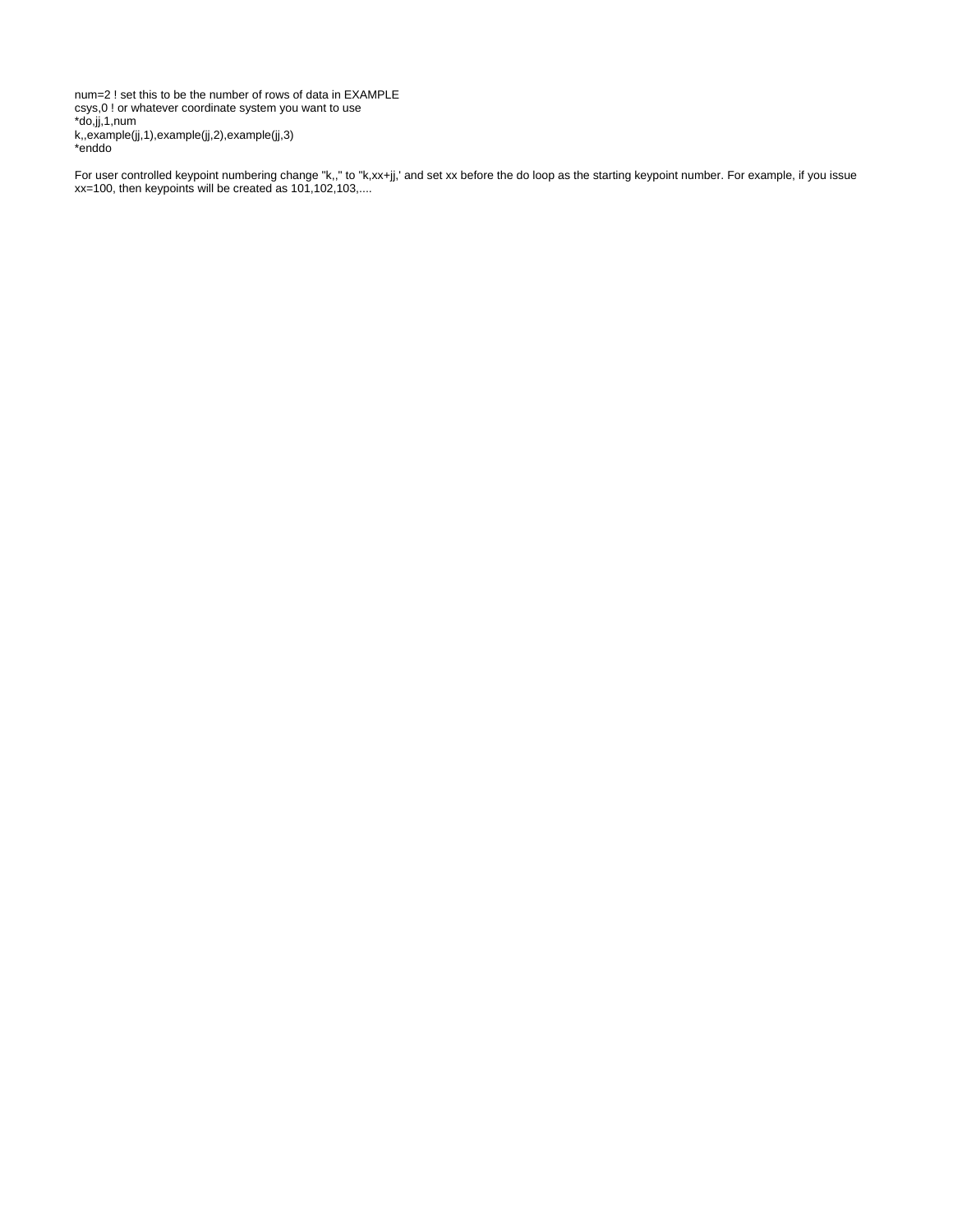```
num=2 ! set this to be the number of rows of data in EXAMPLE
csys,0 ! or whatever coordinate system you want to use
*do,jj,1,num
k,,example(jj,1),example(jj,2),example(jj,3)
*enddo
```

For user controlled keypoint numbering change "k,," to "k,xx+jj,' and set xx before the do loop as the starting keypoint number. For example, if you issue xx=100, then keypoints will be created as 101,102,103,....